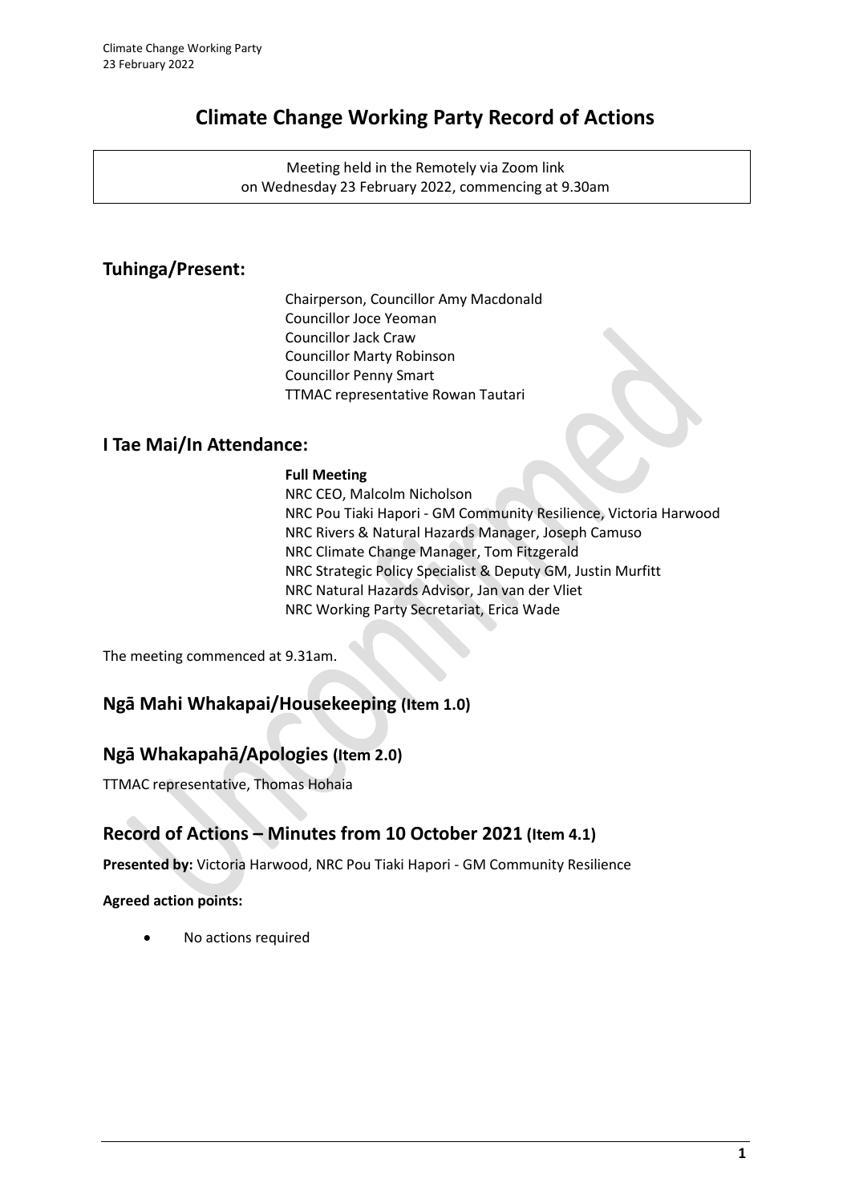# Climate Change Working Party Record of Actions

Meeting held in the Remotely via Zoom link
on Wednesday 23 February 2022, commencing at 9.30am

## Tuhinga/Present:

Chairperson, Councillor Amy Macdonald
Councillor Joce Yeoman
Councillor Jack Craw
Councillor Marty Robinson
Councillor Penny Smart
TTMAC representative Rowan Tautari

## I Tae Mai/In Attendance:

**Full Meeting**
NRC CEO, Malcolm Nicholson
NRC Pou Tiaki Hapori - GM Community Resilience, Victoria Harwood
NRC Rivers & Natural Hazards Manager, Joseph Camuso
NRC Climate Change Manager, Tom Fitzgerald
NRC Strategic Policy Specialist & Deputy GM, Justin Murfitt
NRC Natural Hazards Advisor, Jan van der Vliet
NRC Working Party Secretariat, Erica Wade

The meeting commenced at 9.31am.

## Ngā Mahi Whakapai/Housekeeping (Item 1.0)

## Ngā Whakapahā/Apologies (Item 2.0)

TTMAC representative, Thomas Hohaia

## Record of Actions – Minutes from 10 October 2021 (Item 4.1)

**Presented by:** Victoria Harwood, NRC Pou Tiaki Hapori - GM Community Resilience

**Agreed action points:**

- No actions required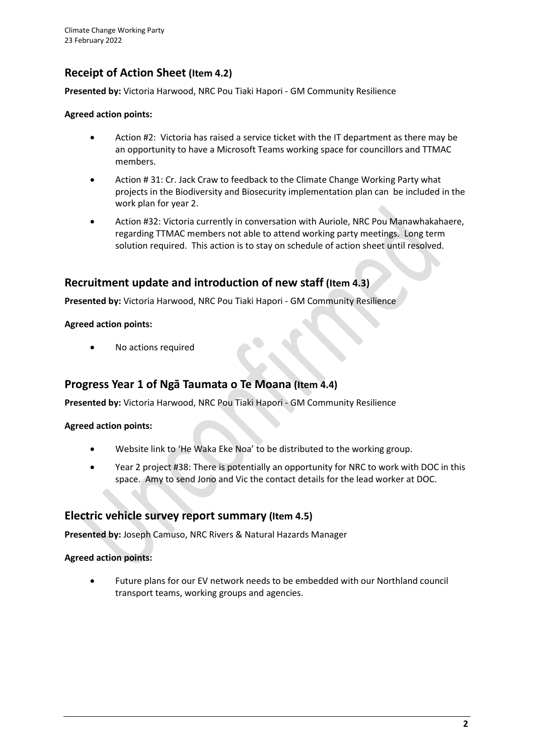## Receipt of Action Sheet (Item 4.2)

**Presented by:** Victoria Harwood, NRC Pou Tiaki Hapori - GM Community Resilience

**Agreed action points:**

- Action #2: Victoria has raised a service ticket with the IT department as there may be an opportunity to have a Microsoft Teams working space for councillors and TTMAC members.
- Action # 31: Cr. Jack Craw to feedback to the Climate Change Working Party what projects in the Biodiversity and Biosecurity implementation plan can be included in the work plan for year 2.
- Action #32: Victoria currently in conversation with Auriole, NRC Pou Manawhakahaere, regarding TTMAC members not able to attend working party meetings. Long term solution required. This action is to stay on schedule of action sheet until resolved.

## Recruitment update and introduction of new staff (Item 4.3)

**Presented by:** Victoria Harwood, NRC Pou Tiaki Hapori - GM Community Resilience

**Agreed action points:**

- No actions required

## Progress Year 1 of Ngā Taumata o Te Moana (Item 4.4)

**Presented by:** Victoria Harwood, NRC Pou Tiaki Hapori - GM Community Resilience

**Agreed action points:**

- Website link to 'He Waka Eke Noa' to be distributed to the working group.
- Year 2 project #38: There is potentially an opportunity for NRC to work with DOC in this space. Amy to send Jono and Vic the contact details for the lead worker at DOC.

## Electric vehicle survey report summary (Item 4.5)

**Presented by:** Joseph Camuso, NRC Rivers & Natural Hazards Manager

**Agreed action points:**

- Future plans for our EV network needs to be embedded with our Northland council transport teams, working groups and agencies.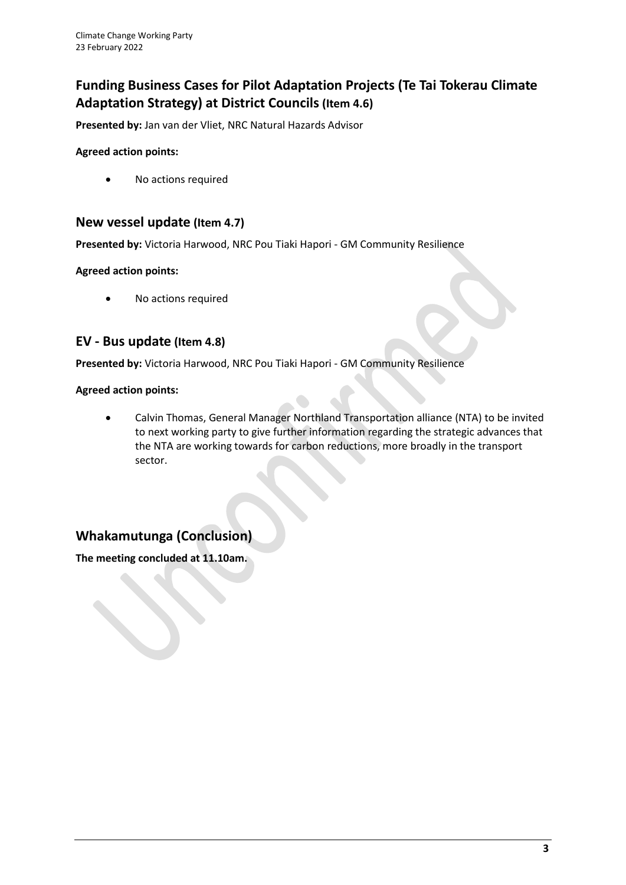## Funding Business Cases for Pilot Adaptation Projects (Te Tai Tokerau Climate Adaptation Strategy) at District Councils (Item 4.6)

**Presented by:** Jan van der Vliet, NRC Natural Hazards Advisor

**Agreed action points:**

- No actions required

## New vessel update (Item 4.7)

**Presented by:** Victoria Harwood, NRC Pou Tiaki Hapori - GM Community Resilience

**Agreed action points:**

- No actions required

## EV - Bus update (Item 4.8)

**Presented by:** Victoria Harwood, NRC Pou Tiaki Hapori - GM Community Resilience

**Agreed action points:**

- Calvin Thomas, General Manager Northland Transportation alliance (NTA) to be invited to next working party to give further information regarding the strategic advances that the NTA are working towards for carbon reductions, more broadly in the transport sector.

## Whakamutunga (Conclusion)

**The meeting concluded at 11.10am.**